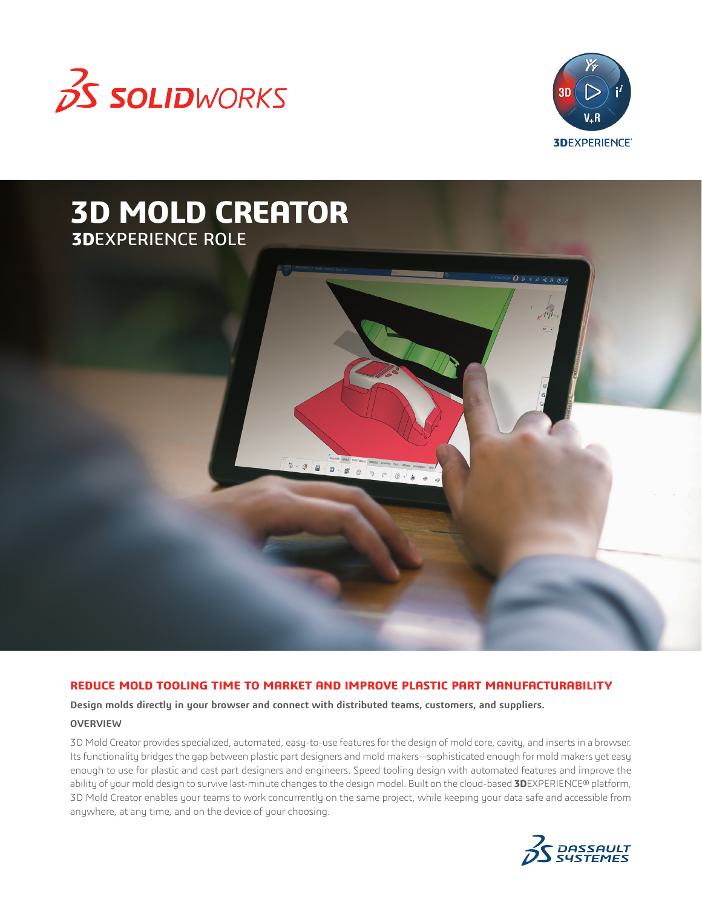# 3D MOLD CREATOR

**3D**EXPERIENCE ROLE

## REDUCE MOLD TOOLING TIME TO MARKET AND IMPROVE PLASTIC PART MANUFACTURABILITY

**Design molds directly in your browser and connect with distributed teams, customers, and suppliers.**

### OVERVIEW

3D Mold Creator provides specialized, automated, easy-to-use features for the design of mold core, cavity, and inserts in a browser. Its functionality bridges the gap between plastic part designers and mold makers—sophisticated enough for mold makers yet easy enough to use for plastic and cast part designers and engineers. Speed tooling design with automated features and improve the ability of your mold design to survive last-minute changes to the design model. Built on the cloud-based **3D**EXPERIENCE® platform, 3D Mold Creator enables your teams to work concurrently on the same project, while keeping your data safe and accessible from anywhere, at any time, and on the device of your choosing.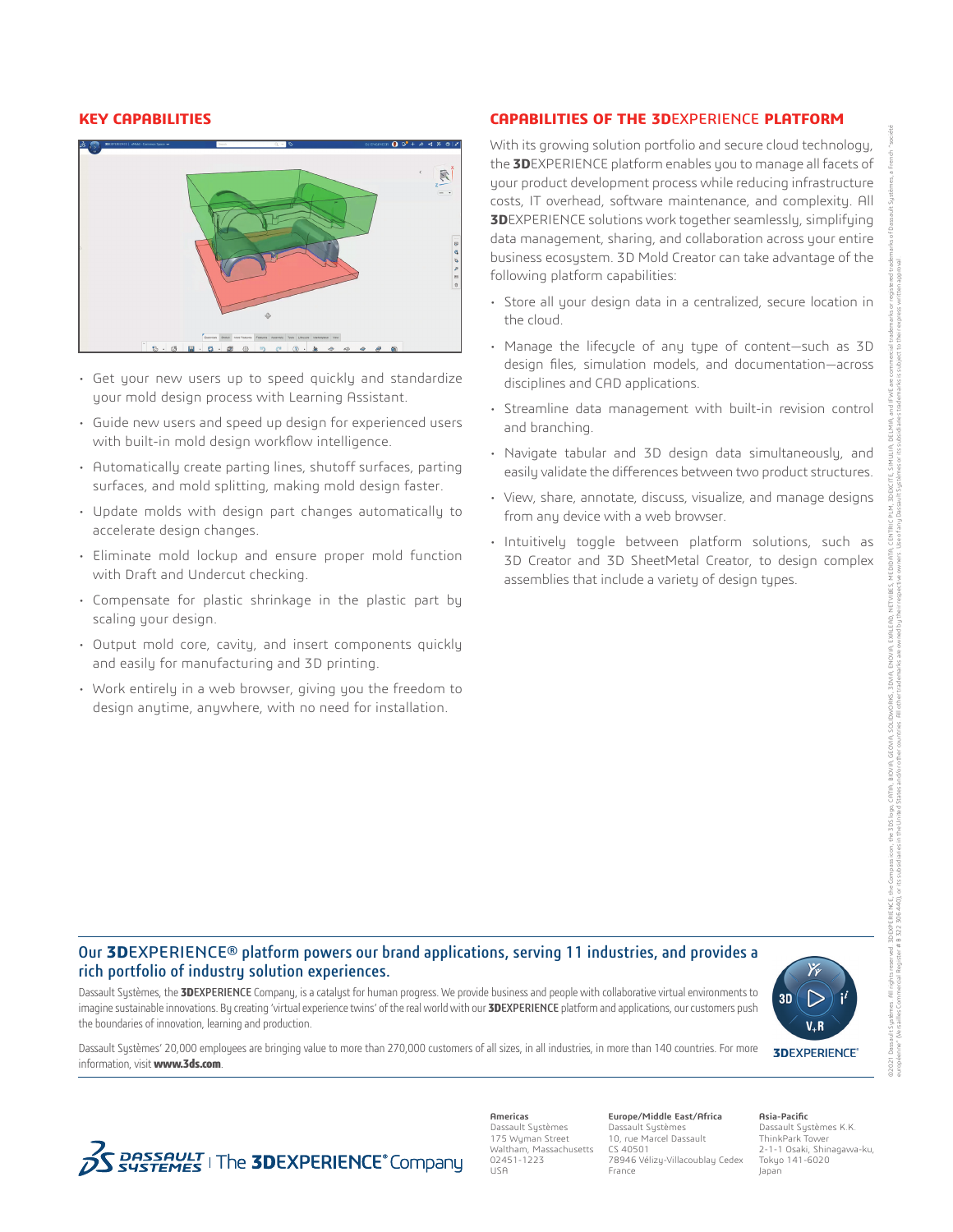## KEY CAPABILITIES

- Get your new users up to speed quickly and standardize your mold design process with Learning Assistant.
- Guide new users and speed up design for experienced users with built-in mold design workflow intelligence.
- Automatically create parting lines, shutoff surfaces, parting surfaces, and mold splitting, making mold design faster.
- Update molds with design part changes automatically to accelerate design changes.
- Eliminate mold lockup and ensure proper mold function with Draft and Undercut checking.
- Compensate for plastic shrinkage in the plastic part by scaling your design.
- Output mold core, cavity, and insert components quickly and easily for manufacturing and 3D printing.
- Work entirely in a web browser, giving you the freedom to design anytime, anywhere, with no need for installation.

## CAPABILITIES OF THE 3DEXPERIENCE PLATFORM

With its growing solution portfolio and secure cloud technology, the **3D**EXPERIENCE platform enables you to manage all facets of your product development process while reducing infrastructure costs, IT overhead, software maintenance, and complexity. All **3D**EXPERIENCE solutions work together seamlessly, simplifying data management, sharing, and collaboration across your entire business ecosystem. 3D Mold Creator can take advantage of the following platform capabilities:

- Store all your design data in a centralized, secure location in the cloud.
- Manage the lifecycle of any type of content—such as 3D design files, simulation models, and documentation—across disciplines and CAD applications.
- Streamline data management with built-in revision control and branching.
- Navigate tabular and 3D design data simultaneously, and easily validate the differences between two product structures.
- View, share, annotate, discuss, visualize, and manage designs from any device with a web browser.
- Intuitively toggle between platform solutions, such as 3D Creator and 3D SheetMetal Creator, to design complex assemblies that include a variety of design types.

### Our 3DEXPERIENCE® platform powers our brand applications, serving 11 industries, and provides a rich portfolio of industry solution experiences.

Dassault Systèmes, the **3D**EXPERIENCE Company, is a catalyst for human progress. We provide business and people with collaborative virtual environments to imagine sustainable innovations. By creating 'virtual experience twins' of the real world with our **3D**EXPERIENCE platform and applications, our customers push the boundaries of innovation, learning and production.

Dassault Systèmes' 20,000 employees are bringing value to more than 270,000 customers of all sizes, in all industries, in more than 140 countries. For more information, visit **www.3ds.com**.

DASSAULT SYSTEMES | The **3D**EXPERIENCE® Company

**Americas**
Dassault Systèmes
175 Wyman Street
Waltham, Massachusetts
02451-1223
USA

**Europe/Middle East/Africa**
Dassault Systèmes
10, rue Marcel Dassault
CS 40501
78946 Vélizy-Villacoublay Cedex
France

**Asia-Pacific**
Dassault Systèmes K.K.
ThinkPark Tower
2-1-1 Osaki, Shinagawa-ku,
Tokyo 141-6020
Japan

©2021 Dassault Systèmes. All rights reserved. 3DEXPERIENCE, the Compass icon, the 3DS logo, CATIA, BIOVIA, GEOVIA, SOLIDWORKS, 3DVIA, ENOVIA, EXALEAD, NETVIBES, MEDIDATA, CENTRIC PLM, 3DEXCITE, SIMULIA, DELMIA, and IFWE are commercial trademarks or registered trademarks of Dassault Systèmes, a French "société européenne" (Versailles Commercial Register # B 322 306 440), or its subsidiaries in the United States and/or other countries. All other trademarks are owned by their respective owners. Use of any Dassault Systèmes or its subsidiaries trademarks is subject to their express written approval.